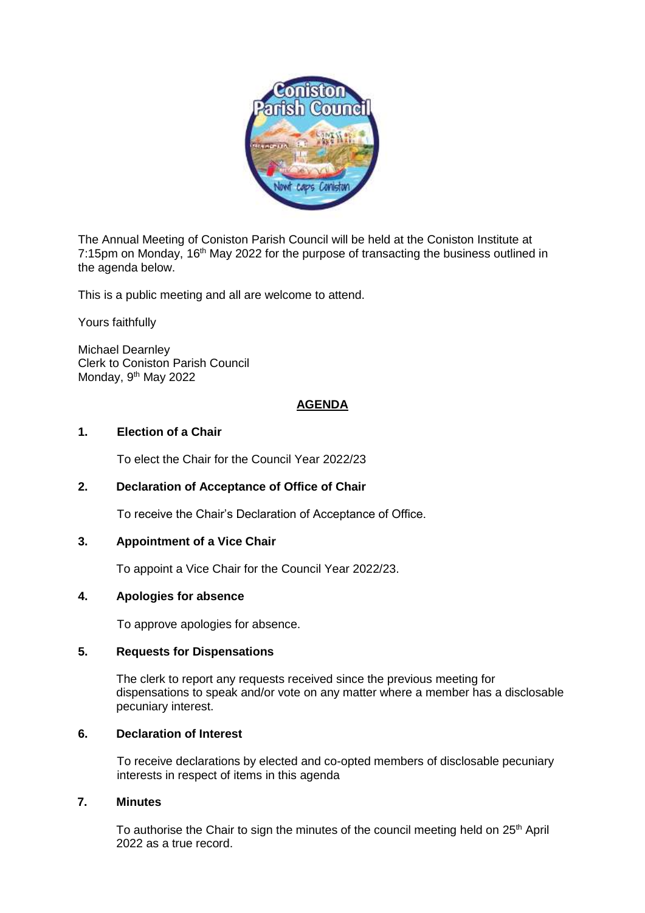The Annual Meeting of Coniston Parish Council will be held at the Coniston Institute at 7:15pm on Monday, 16th May 2022 for the purpose of transacting the business outlined in the agenda below.

This is a public meeting and all are welcome to attend.

Yours faithfully

Michael Dearnley
Clerk to Coniston Parish Council
Monday, 9th May 2022

## AGENDA

**1. Election of a Chair**

To elect the Chair for the Council Year 2022/23

**2. Declaration of Acceptance of Office of Chair**

To receive the Chair's Declaration of Acceptance of Office.

**3. Appointment of a Vice Chair**

To appoint a Vice Chair for the Council Year 2022/23.

**4. Apologies for absence**

To approve apologies for absence.

**5. Requests for Dispensations**

The clerk to report any requests received since the previous meeting for dispensations to speak and/or vote on any matter where a member has a disclosable pecuniary interest.

**6. Declaration of Interest**

To receive declarations by elected and co-opted members of disclosable pecuniary interests in respect of items in this agenda

**7. Minutes**

To authorise the Chair to sign the minutes of the council meeting held on 25th April 2022 as a true record.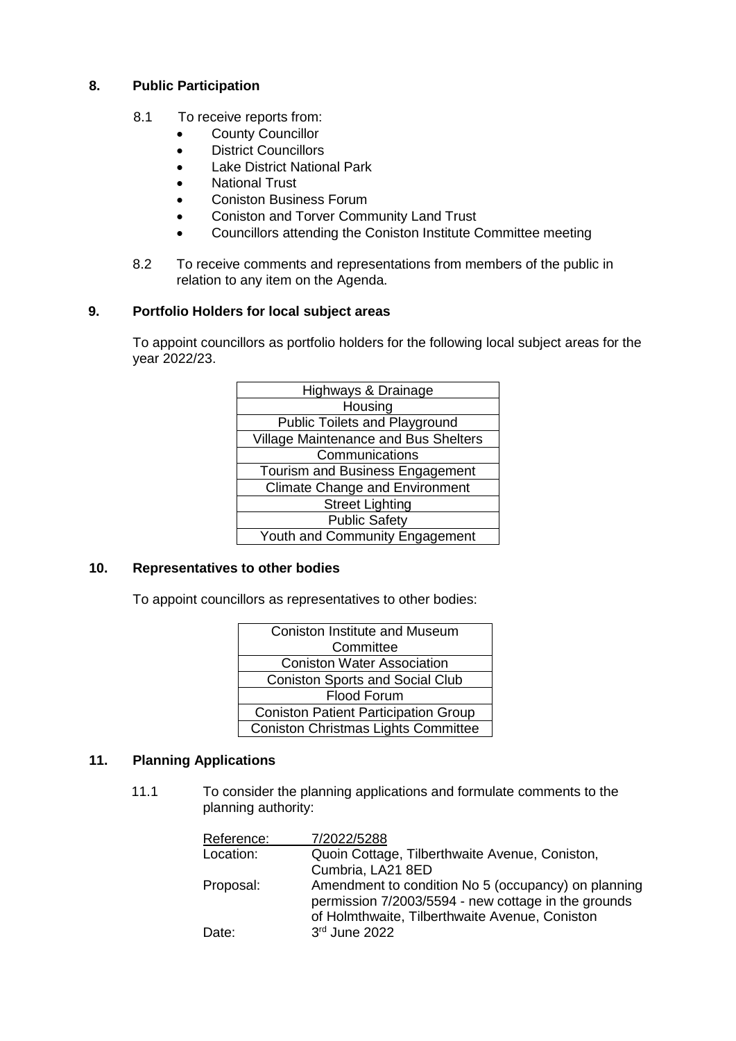## 8. Public Participation

8.1 To receive reports from:

- County Councillor
- District Councillors
- Lake District National Park
- National Trust
- Coniston Business Forum
- Coniston and Torver Community Land Trust
- Councillors attending the Coniston Institute Committee meeting

8.2 To receive comments and representations from members of the public in relation to any item on the Agenda.

## 9. Portfolio Holders for local subject areas

To appoint councillors as portfolio holders for the following local subject areas for the year 2022/23.

| Highways & Drainage |
|---|
| Housing |
| Public Toilets and Playground |
| Village Maintenance and Bus Shelters |
| Communications |
| Tourism and Business Engagement |
| Climate Change and Environment |
| Street Lighting |
| Public Safety |
| Youth and Community Engagement |

## 10. Representatives to other bodies

To appoint councillors as representatives to other bodies:

| Coniston Institute and Museum Committee |
|---|
| Coniston Water Association |
| Coniston Sports and Social Club |
| Flood Forum |
| Coniston Patient Participation Group |
| Coniston Christmas Lights Committee |

## 11. Planning Applications

11.1 To consider the planning applications and formulate comments to the planning authority:

| Reference: | 7/2022/5288 |
|---|---|
| Location: | Quoin Cottage, Tilberthwaite Avenue, Coniston, Cumbria, LA21 8ED |
| Proposal: | Amendment to condition No 5 (occupancy) on planning permission 7/2003/5594 - new cottage in the grounds of Holmthwaite, Tilberthwaite Avenue, Coniston |
| Date: | 3rd June 2022 |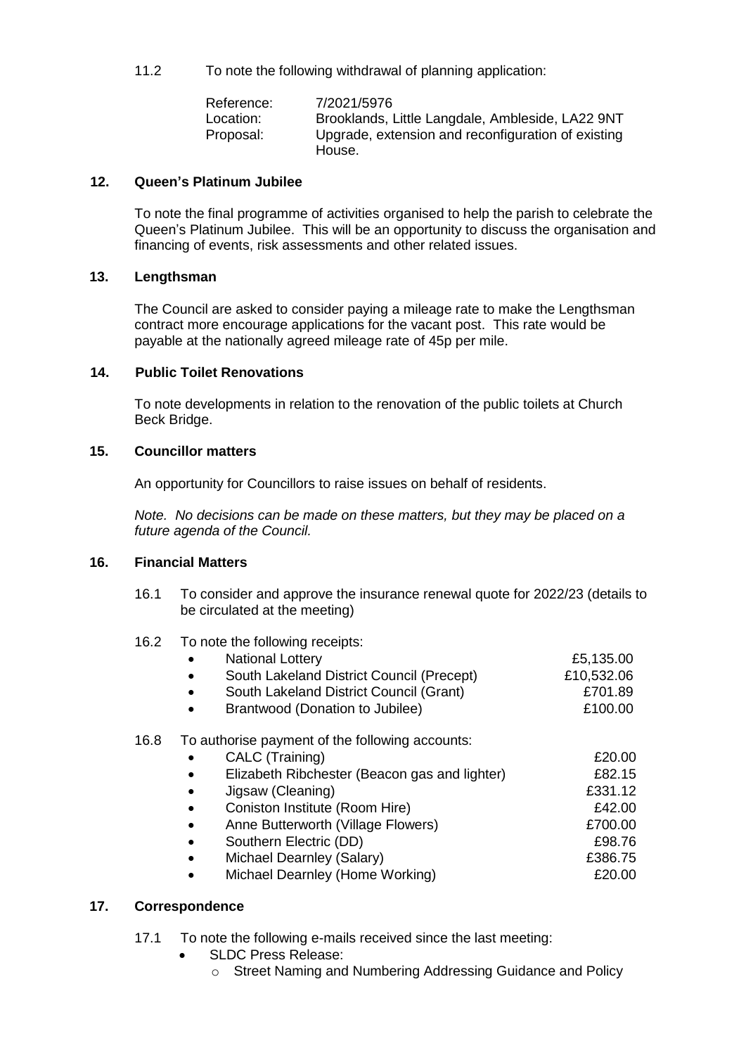11.2 To note the following withdrawal of planning application:

| | |
|---|---|
| Reference: | 7/2021/5976 |
| Location: | Brooklands, Little Langdale, Ambleside, LA22 9NT |
| Proposal: | Upgrade, extension and reconfiguration of existing House. |

## 12. Queen's Platinum Jubilee

To note the final programme of activities organised to help the parish to celebrate the Queen's Platinum Jubilee. This will be an opportunity to discuss the organisation and financing of events, risk assessments and other related issues.

## 13. Lengthsman

The Council are asked to consider paying a mileage rate to make the Lengthsman contract more encourage applications for the vacant post. This rate would be payable at the nationally agreed mileage rate of 45p per mile.

## 14. Public Toilet Renovations

To note developments in relation to the renovation of the public toilets at Church Beck Bridge.

## 15. Councillor matters

An opportunity for Councillors to raise issues on behalf of residents.

*Note. No decisions can be made on these matters, but they may be placed on a future agenda of the Council.*

## 16. Financial Matters

16.1 To consider and approve the insurance renewal quote for 2022/23 (details to be circulated at the meeting)

16.2 To note the following receipts:

| | |
|---|---|
| • National Lottery | £5,135.00 |
| • South Lakeland District Council (Precept) | £10,532.06 |
| • South Lakeland District Council (Grant) | £701.89 |
| • Brantwood (Donation to Jubilee) | £100.00 |

16.8 To authorise payment of the following accounts:

| | |
|---|---|
| • CALC (Training) | £20.00 |
| • Elizabeth Ribchester (Beacon gas and lighter) | £82.15 |
| • Jigsaw (Cleaning) | £331.12 |
| • Coniston Institute (Room Hire) | £42.00 |
| • Anne Butterworth (Village Flowers) | £700.00 |
| • Southern Electric (DD) | £98.76 |
| • Michael Dearnley (Salary) | £386.75 |
| • Michael Dearnley (Home Working) | £20.00 |

## 17. Correspondence

17.1 To note the following e-mails received since the last meeting:

- SLDC Press Release:
  - Street Naming and Numbering Addressing Guidance and Policy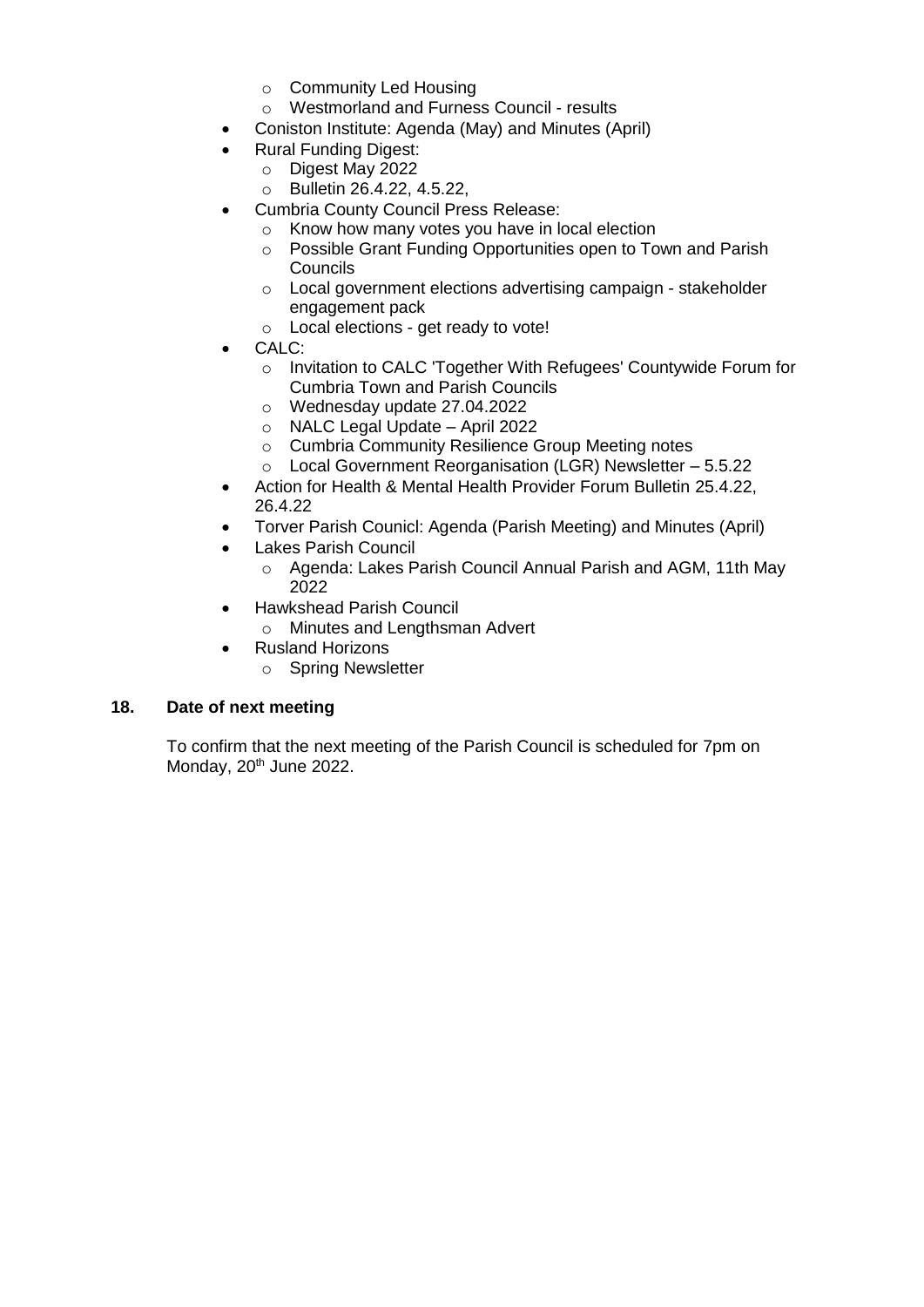- Community Led Housing
  - Westmorland and Furness Council - results
- Coniston Institute: Agenda (May) and Minutes (April)
- Rural Funding Digest:
  - Digest May 2022
  - Bulletin 26.4.22, 4.5.22,
- Cumbria County Council Press Release:
  - Know how many votes you have in local election
  - Possible Grant Funding Opportunities open to Town and Parish Councils
  - Local government elections advertising campaign - stakeholder engagement pack
  - Local elections - get ready to vote!
- CALC:
  - Invitation to CALC 'Together With Refugees' Countywide Forum for Cumbria Town and Parish Councils
  - Wednesday update 27.04.2022
  - NALC Legal Update – April 2022
  - Cumbria Community Resilience Group Meeting notes
  - Local Government Reorganisation (LGR) Newsletter – 5.5.22
- Action for Health & Mental Health Provider Forum Bulletin 25.4.22, 26.4.22
- Torver Parish Counicl: Agenda (Parish Meeting) and Minutes (April)
- Lakes Parish Council
  - Agenda: Lakes Parish Council Annual Parish and AGM, 11th May 2022
- Hawkshead Parish Council
  - Minutes and Lengthsman Advert
- Rusland Horizons
  - Spring Newsletter

**18. Date of next meeting**

To confirm that the next meeting of the Parish Council is scheduled for 7pm on Monday, 20th June 2022.